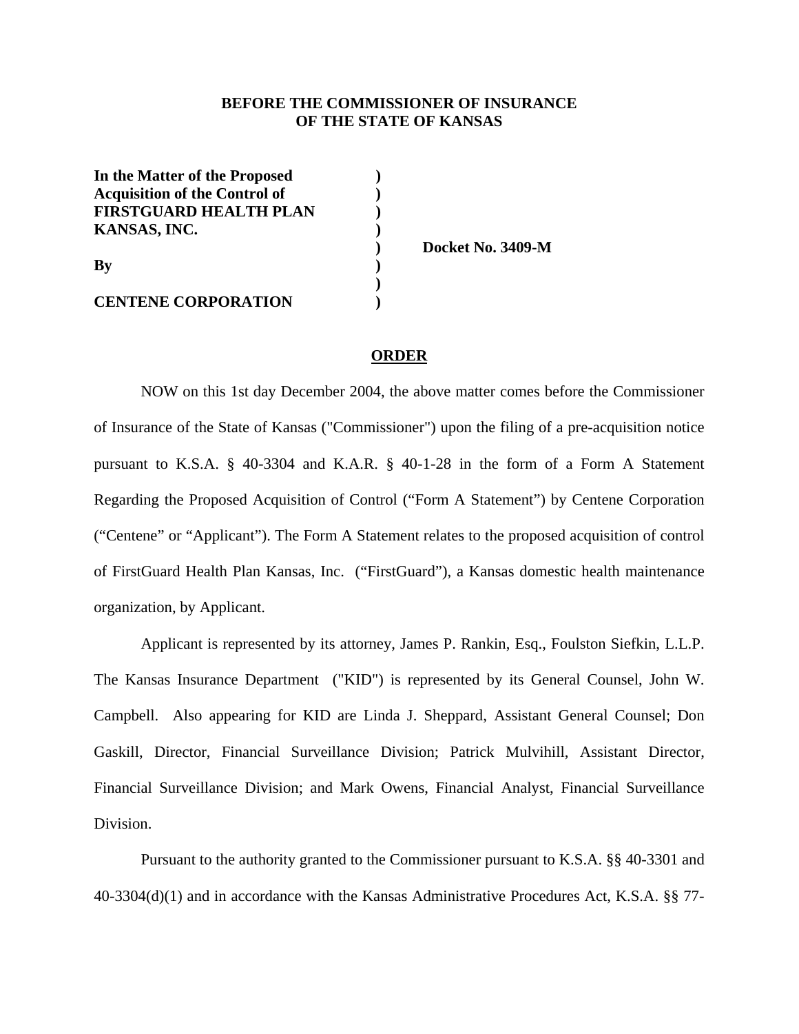**BEFORE THE COMMISSIONER OF INSURANCE**
**OF THE STATE OF KANSAS**

| | | |
|---|---|---|
| **In the Matter of the Proposed** | **)** | |
| **Acquisition of the Control of** | **)** | |
| **FIRSTGUARD HEALTH PLAN** | **)** | |
| **KANSAS, INC.** | **)** | |
| | **)** | **Docket No. 3409-M** |
| **By** | **)** | |
| | **)** | |
| **CENTENE CORPORATION** | **)** | |

**ORDER**

NOW on this 1st day December 2004, the above matter comes before the Commissioner of Insurance of the State of Kansas ("Commissioner") upon the filing of a pre-acquisition notice pursuant to K.S.A. § 40-3304 and K.A.R. § 40-1-28 in the form of a Form A Statement Regarding the Proposed Acquisition of Control ("Form A Statement") by Centene Corporation ("Centene" or "Applicant"). The Form A Statement relates to the proposed acquisition of control of FirstGuard Health Plan Kansas, Inc. ("FirstGuard"), a Kansas domestic health maintenance organization, by Applicant.

Applicant is represented by its attorney, James P. Rankin, Esq., Foulston Siefkin, L.L.P. The Kansas Insurance Department ("KID") is represented by its General Counsel, John W. Campbell. Also appearing for KID are Linda J. Sheppard, Assistant General Counsel; Don Gaskill, Director, Financial Surveillance Division; Patrick Mulvihill, Assistant Director, Financial Surveillance Division; and Mark Owens, Financial Analyst, Financial Surveillance Division.

Pursuant to the authority granted to the Commissioner pursuant to K.S.A. §§ 40-3301 and 40-3304(d)(1) and in accordance with the Kansas Administrative Procedures Act, K.S.A. §§ 77-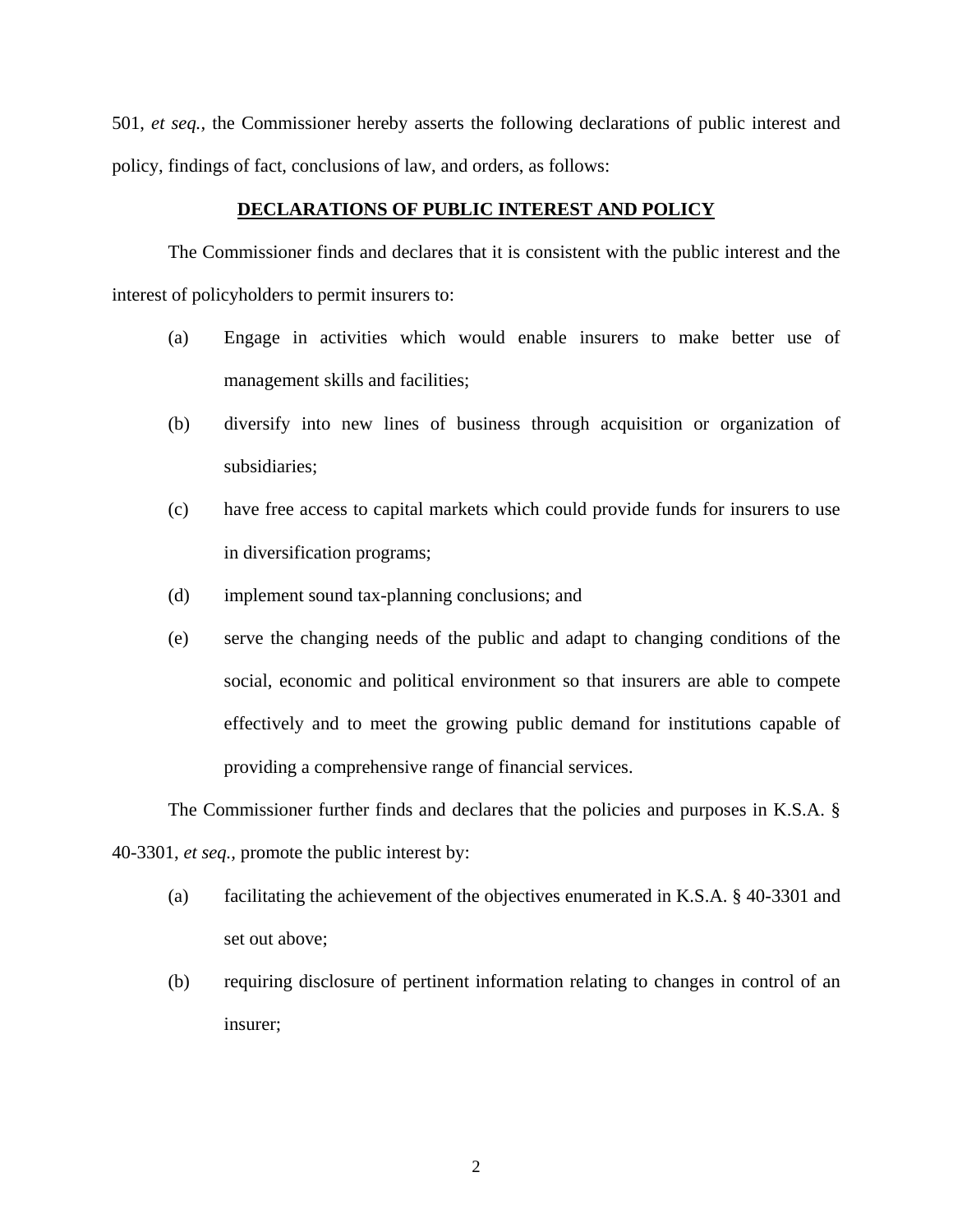501, *et seq.*, the Commissioner hereby asserts the following declarations of public interest and policy, findings of fact, conclusions of law, and orders, as follows:

## DECLARATIONS OF PUBLIC INTEREST AND POLICY

The Commissioner finds and declares that it is consistent with the public interest and the interest of policyholders to permit insurers to:

(a) Engage in activities which would enable insurers to make better use of management skills and facilities;

(b) diversify into new lines of business through acquisition or organization of subsidiaries;

(c) have free access to capital markets which could provide funds for insurers to use in diversification programs;

(d) implement sound tax-planning conclusions; and

(e) serve the changing needs of the public and adapt to changing conditions of the social, economic and political environment so that insurers are able to compete effectively and to meet the growing public demand for institutions capable of providing a comprehensive range of financial services.

The Commissioner further finds and declares that the policies and purposes in K.S.A. § 40-3301, *et seq.*, promote the public interest by:

(a) facilitating the achievement of the objectives enumerated in K.S.A. § 40-3301 and set out above;

(b) requiring disclosure of pertinent information relating to changes in control of an insurer;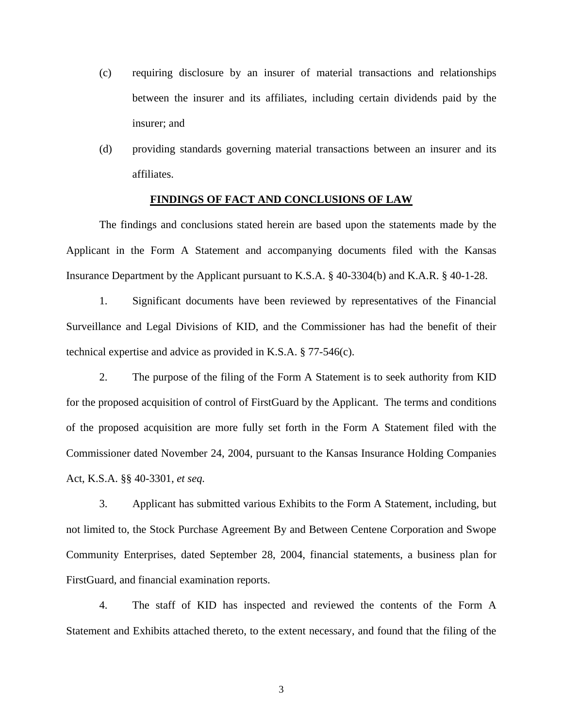(c) requiring disclosure by an insurer of material transactions and relationships between the insurer and its affiliates, including certain dividends paid by the insurer; and

(d) providing standards governing material transactions between an insurer and its affiliates.

**FINDINGS OF FACT AND CONCLUSIONS OF LAW**

The findings and conclusions stated herein are based upon the statements made by the Applicant in the Form A Statement and accompanying documents filed with the Kansas Insurance Department by the Applicant pursuant to K.S.A. § 40-3304(b) and K.A.R. § 40-1-28.

1. Significant documents have been reviewed by representatives of the Financial Surveillance and Legal Divisions of KID, and the Commissioner has had the benefit of their technical expertise and advice as provided in K.S.A. § 77-546(c).

2. The purpose of the filing of the Form A Statement is to seek authority from KID for the proposed acquisition of control of FirstGuard by the Applicant. The terms and conditions of the proposed acquisition are more fully set forth in the Form A Statement filed with the Commissioner dated November 24, 2004, pursuant to the Kansas Insurance Holding Companies Act, K.S.A. §§ 40-3301, *et seq.*

3. Applicant has submitted various Exhibits to the Form A Statement, including, but not limited to, the Stock Purchase Agreement By and Between Centene Corporation and Swope Community Enterprises, dated September 28, 2004, financial statements, a business plan for FirstGuard, and financial examination reports.

4. The staff of KID has inspected and reviewed the contents of the Form A Statement and Exhibits attached thereto, to the extent necessary, and found that the filing of the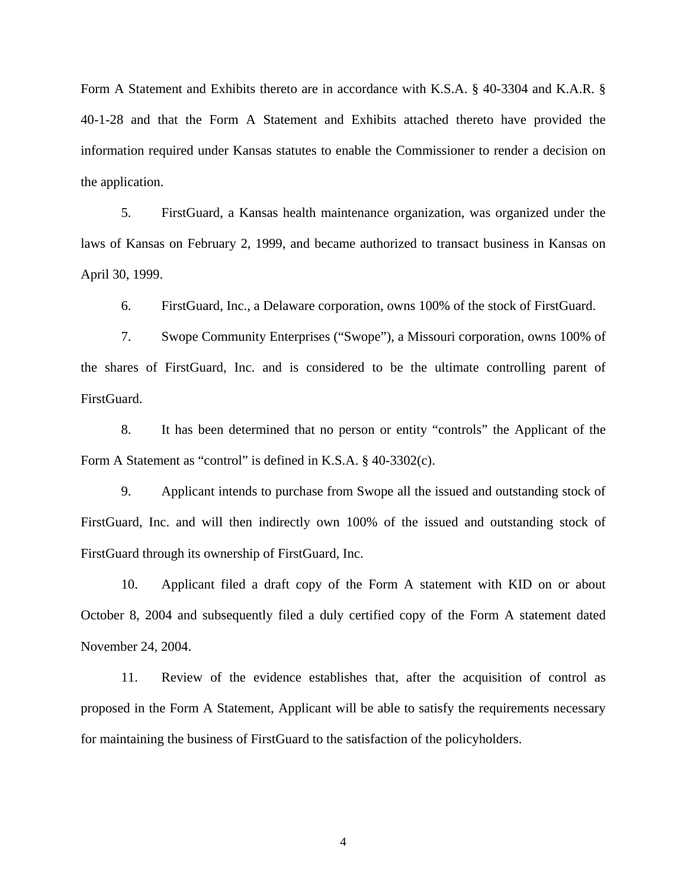Form A Statement and Exhibits thereto are in accordance with K.S.A. § 40-3304 and K.A.R. § 40-1-28 and that the Form A Statement and Exhibits attached thereto have provided the information required under Kansas statutes to enable the Commissioner to render a decision on the application.

5. FirstGuard, a Kansas health maintenance organization, was organized under the laws of Kansas on February 2, 1999, and became authorized to transact business in Kansas on April 30, 1999.

6. FirstGuard, Inc., a Delaware corporation, owns 100% of the stock of FirstGuard.

7. Swope Community Enterprises ("Swope"), a Missouri corporation, owns 100% of the shares of FirstGuard, Inc. and is considered to be the ultimate controlling parent of FirstGuard.

8. It has been determined that no person or entity "controls" the Applicant of the Form A Statement as "control" is defined in K.S.A. § 40-3302(c).

9. Applicant intends to purchase from Swope all the issued and outstanding stock of FirstGuard, Inc. and will then indirectly own 100% of the issued and outstanding stock of FirstGuard through its ownership of FirstGuard, Inc.

10. Applicant filed a draft copy of the Form A statement with KID on or about October 8, 2004 and subsequently filed a duly certified copy of the Form A statement dated November 24, 2004.

11. Review of the evidence establishes that, after the acquisition of control as proposed in the Form A Statement, Applicant will be able to satisfy the requirements necessary for maintaining the business of FirstGuard to the satisfaction of the policyholders.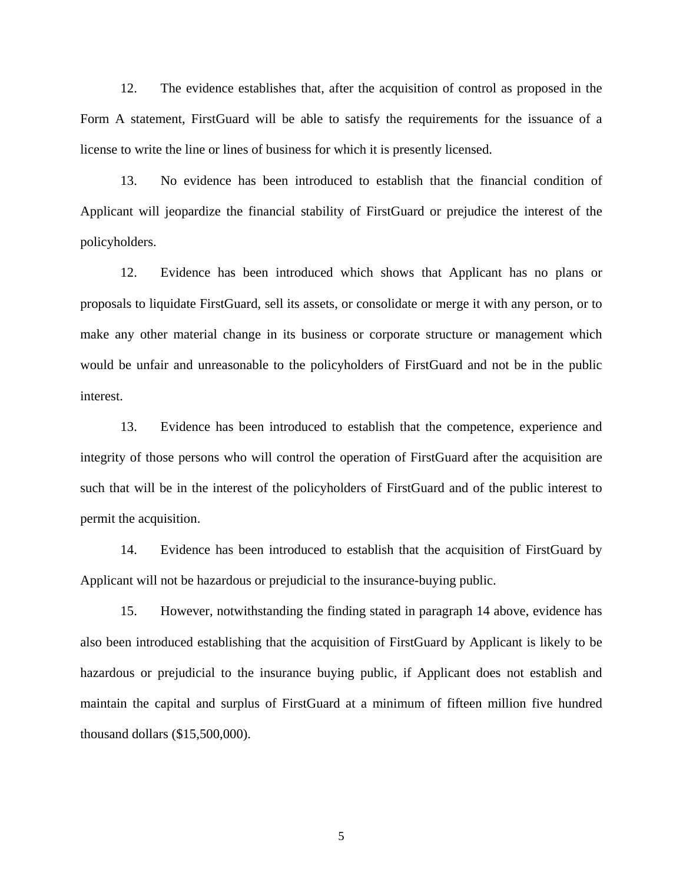12. The evidence establishes that, after the acquisition of control as proposed in the Form A statement, FirstGuard will be able to satisfy the requirements for the issuance of a license to write the line or lines of business for which it is presently licensed.

13. No evidence has been introduced to establish that the financial condition of Applicant will jeopardize the financial stability of FirstGuard or prejudice the interest of the policyholders.

12. Evidence has been introduced which shows that Applicant has no plans or proposals to liquidate FirstGuard, sell its assets, or consolidate or merge it with any person, or to make any other material change in its business or corporate structure or management which would be unfair and unreasonable to the policyholders of FirstGuard and not be in the public interest.

13. Evidence has been introduced to establish that the competence, experience and integrity of those persons who will control the operation of FirstGuard after the acquisition are such that will be in the interest of the policyholders of FirstGuard and of the public interest to permit the acquisition.

14. Evidence has been introduced to establish that the acquisition of FirstGuard by Applicant will not be hazardous or prejudicial to the insurance-buying public.

15. However, notwithstanding the finding stated in paragraph 14 above, evidence has also been introduced establishing that the acquisition of FirstGuard by Applicant is likely to be hazardous or prejudicial to the insurance buying public, if Applicant does not establish and maintain the capital and surplus of FirstGuard at a minimum of fifteen million five hundred thousand dollars ($15,500,000).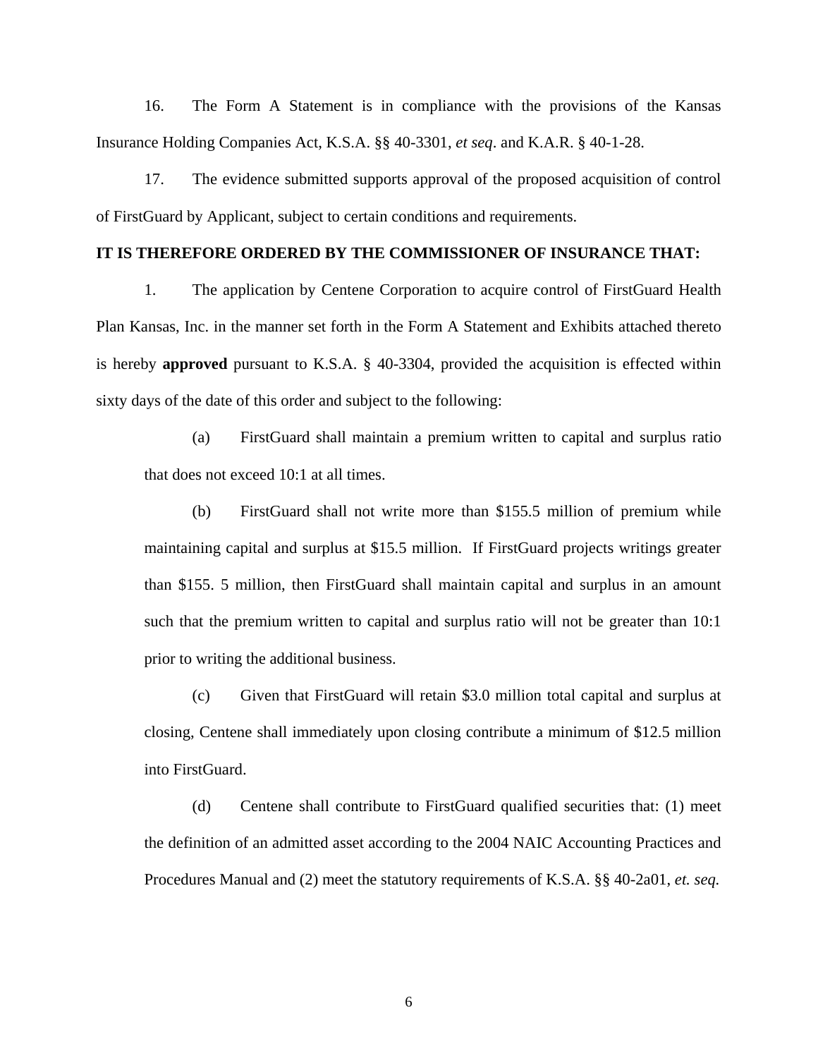16. The Form A Statement is in compliance with the provisions of the Kansas Insurance Holding Companies Act, K.S.A. §§ 40-3301, *et seq*. and K.A.R. § 40-1-28.

17. The evidence submitted supports approval of the proposed acquisition of control of FirstGuard by Applicant, subject to certain conditions and requirements.

**IT IS THEREFORE ORDERED BY THE COMMISSIONER OF INSURANCE THAT:**

1. The application by Centene Corporation to acquire control of FirstGuard Health Plan Kansas, Inc. in the manner set forth in the Form A Statement and Exhibits attached thereto is hereby **approved** pursuant to K.S.A. § 40-3304, provided the acquisition is effected within sixty days of the date of this order and subject to the following:

   (a) FirstGuard shall maintain a premium written to capital and surplus ratio that does not exceed 10:1 at all times.

   (b) FirstGuard shall not write more than $155.5 million of premium while maintaining capital and surplus at $15.5 million. If FirstGuard projects writings greater than $155. 5 million, then FirstGuard shall maintain capital and surplus in an amount such that the premium written to capital and surplus ratio will not be greater than 10:1 prior to writing the additional business.

   (c) Given that FirstGuard will retain $3.0 million total capital and surplus at closing, Centene shall immediately upon closing contribute a minimum of $12.5 million into FirstGuard.

   (d) Centene shall contribute to FirstGuard qualified securities that: (1) meet the definition of an admitted asset according to the 2004 NAIC Accounting Practices and Procedures Manual and (2) meet the statutory requirements of K.S.A. §§ 40-2a01, *et. seq.*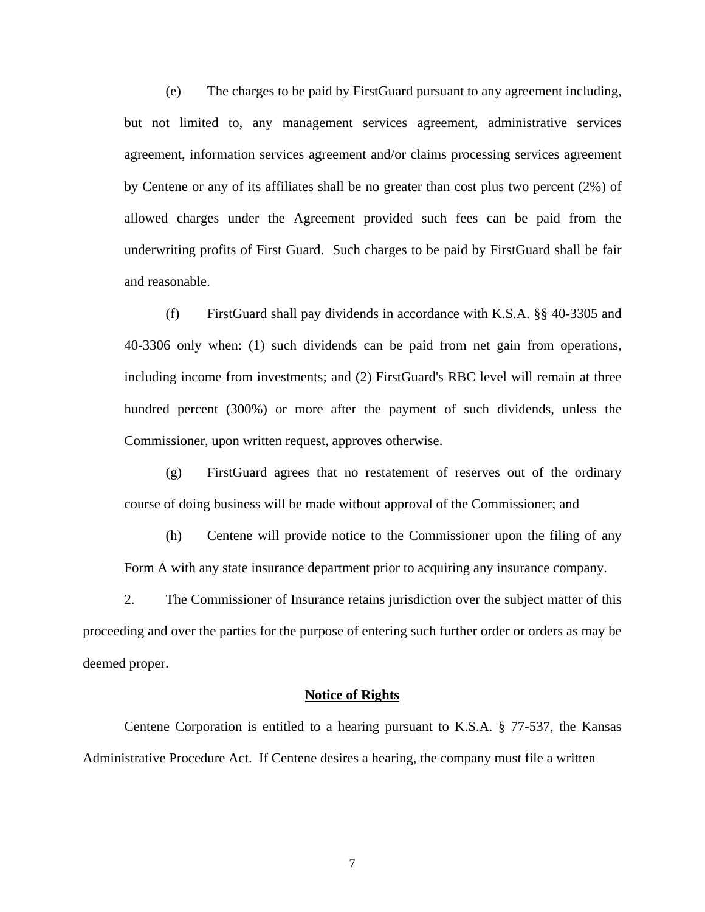(e) The charges to be paid by FirstGuard pursuant to any agreement including, but not limited to, any management services agreement, administrative services agreement, information services agreement and/or claims processing services agreement by Centene or any of its affiliates shall be no greater than cost plus two percent (2%) of allowed charges under the Agreement provided such fees can be paid from the underwriting profits of First Guard. Such charges to be paid by FirstGuard shall be fair and reasonable.

(f) FirstGuard shall pay dividends in accordance with K.S.A. §§ 40-3305 and 40-3306 only when: (1) such dividends can be paid from net gain from operations, including income from investments; and (2) FirstGuard's RBC level will remain at three hundred percent (300%) or more after the payment of such dividends, unless the Commissioner, upon written request, approves otherwise.

(g) FirstGuard agrees that no restatement of reserves out of the ordinary course of doing business will be made without approval of the Commissioner; and

(h) Centene will provide notice to the Commissioner upon the filing of any Form A with any state insurance department prior to acquiring any insurance company.

2. The Commissioner of Insurance retains jurisdiction over the subject matter of this proceeding and over the parties for the purpose of entering such further order or orders as may be deemed proper.

**Notice of Rights**

Centene Corporation is entitled to a hearing pursuant to K.S.A. § 77-537, the Kansas Administrative Procedure Act. If Centene desires a hearing, the company must file a written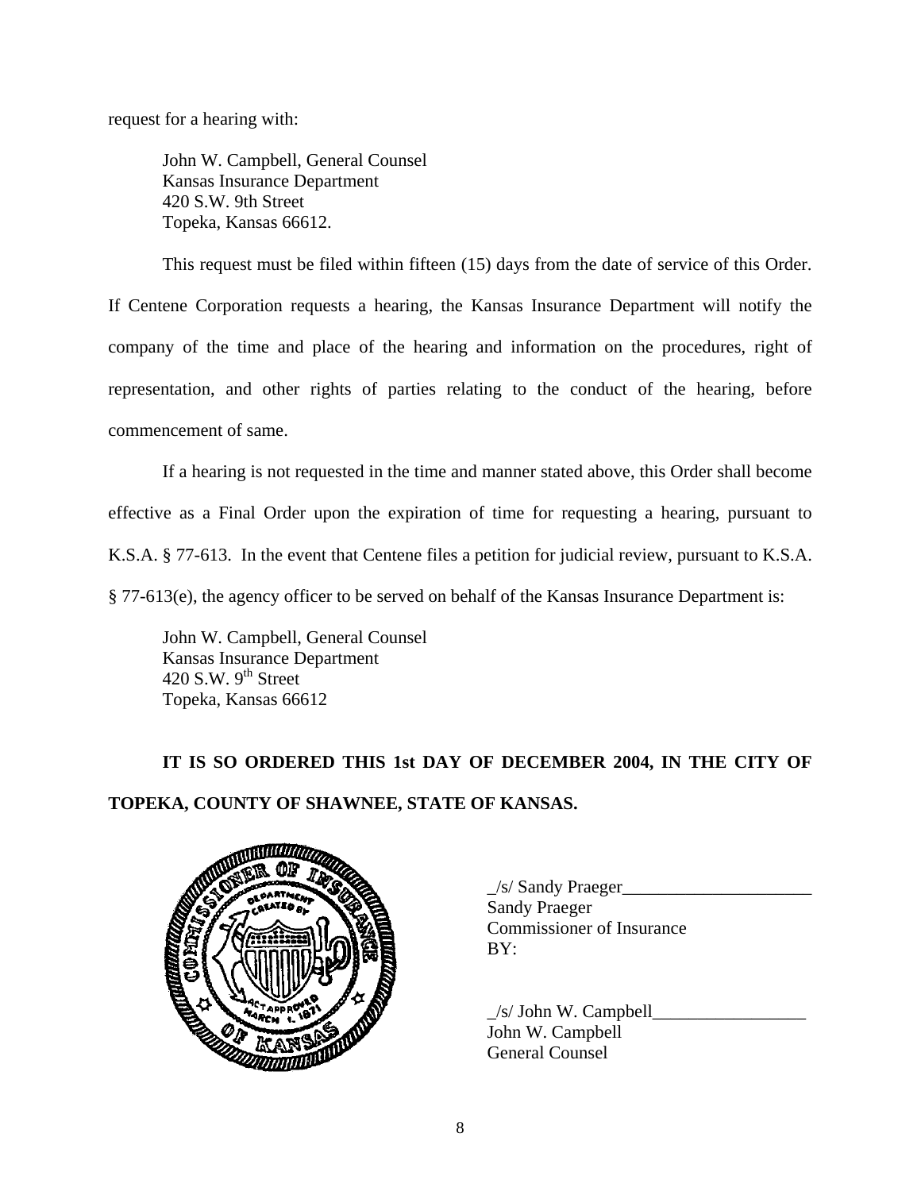request for a hearing with:

John W. Campbell, General Counsel
Kansas Insurance Department
420 S.W. 9th Street
Topeka, Kansas 66612.

This request must be filed within fifteen (15) days from the date of service of this Order. If Centene Corporation requests a hearing, the Kansas Insurance Department will notify the company of the time and place of the hearing and information on the procedures, right of representation, and other rights of parties relating to the conduct of the hearing, before commencement of same.

If a hearing is not requested in the time and manner stated above, this Order shall become effective as a Final Order upon the expiration of time for requesting a hearing, pursuant to K.S.A. § 77-613. In the event that Centene files a petition for judicial review, pursuant to K.S.A. § 77-613(e), the agency officer to be served on behalf of the Kansas Insurance Department is:

John W. Campbell, General Counsel
Kansas Insurance Department
420 S.W. 9th Street
Topeka, Kansas 66612

**IT IS SO ORDERED THIS 1st DAY OF DECEMBER 2004, IN THE CITY OF TOPEKA, COUNTY OF SHAWNEE, STATE OF KANSAS.**

_/s/ Sandy Praeger_____________________
Sandy Praeger
Commissioner of Insurance
BY:

_/s/ John W. Campbell_________________
John W. Campbell
General Counsel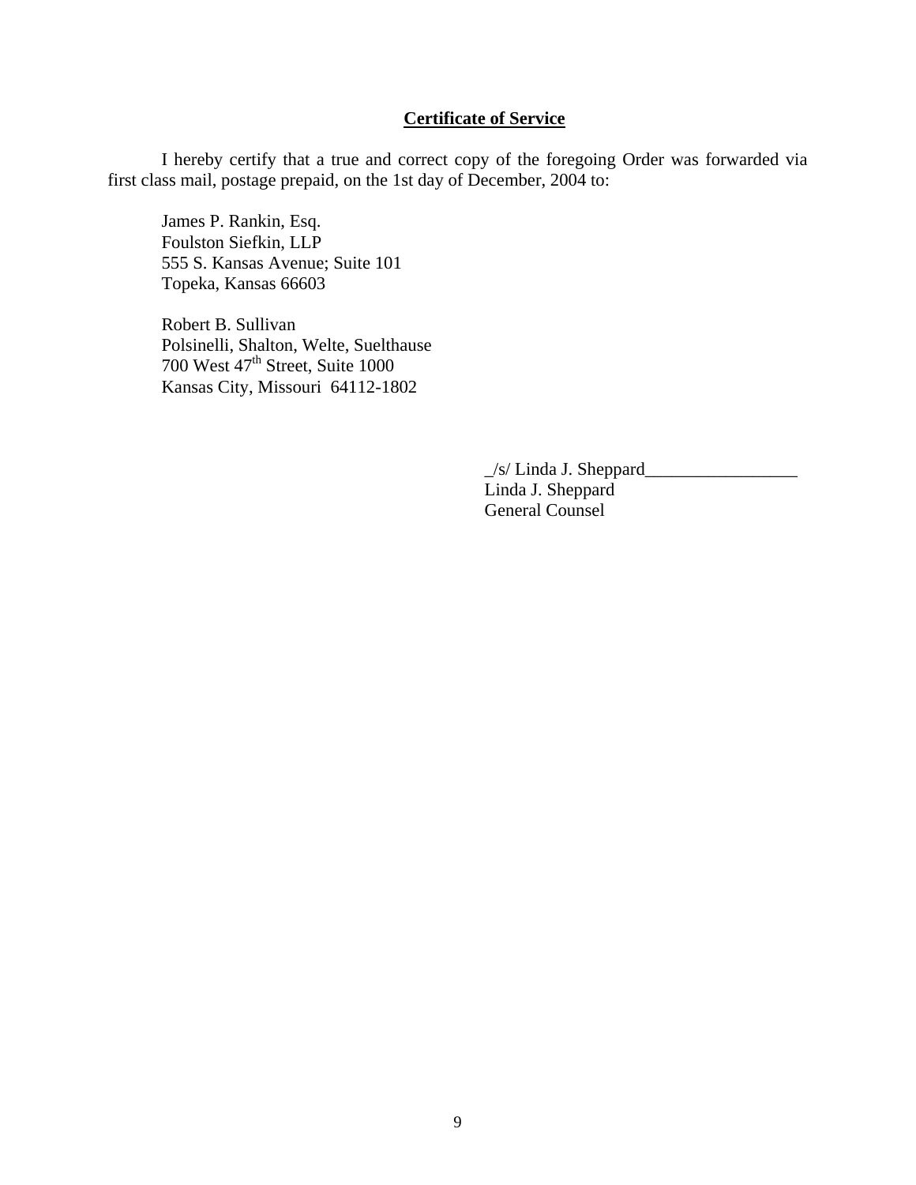**Certificate of Service**

I hereby certify that a true and correct copy of the foregoing Order was forwarded via first class mail, postage prepaid, on the 1st day of December, 2004 to:

James P. Rankin, Esq.
Foulston Siefkin, LLP
555 S. Kansas Avenue; Suite 101
Topeka, Kansas 66603

Robert B. Sullivan
Polsinelli, Shalton, Welte, Suelthause
700 West 47th Street, Suite 1000
Kansas City, Missouri 64112-1802

_/s/ Linda J. Sheppard_________________
Linda J. Sheppard
General Counsel